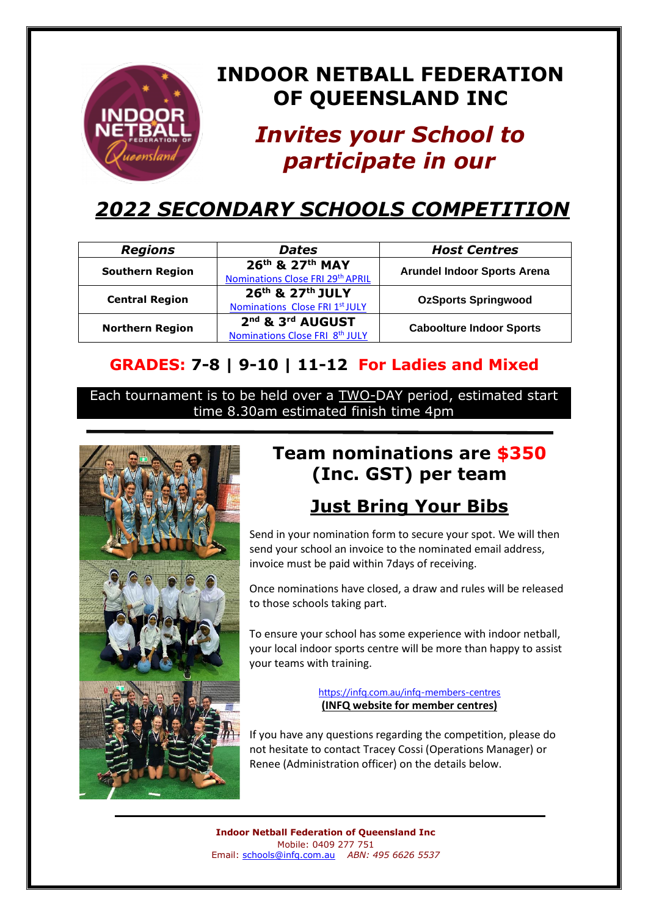# INDOOR NETBALL FEDERATION OF QUEENSLAND INC

## *Invites your School to participate in our*

# *2022 SECONDARY SCHOOLS COMPETITION*

| *Regions* | *Dates* | *Host Centres* |
|---|---|---|
| **Southern Region** | **26th & 27th MAY** Nominations Close FRI 29th APRIL | **Arundel Indoor Sports Arena** |
| **Central Region** | **26th & 27th JULY** Nominations Close FRI 1st JULY | **OzSports Springwood** |
| **Northern Region** | **2nd & 3rd AUGUST** Nominations Close FRI 8th JULY | **Caboolture Indoor Sports** |

## GRADES: 7-8 | 9-10 | 11-12 For Ladies and Mixed

Each tournament is to be held over a TWO-DAY period, estimated start time 8.30am estimated finish time 4pm

## Team nominations are $350 (Inc. GST) per team

## Just Bring Your Bibs

Send in your nomination form to secure your spot. We will then send your school an invoice to the nominated email address, invoice must be paid within 7days of receiving.

Once nominations have closed, a draw and rules will be released to those schools taking part.

To ensure your school has some experience with indoor netball, your local indoor sports centre will be more than happy to assist your teams with training.

https://infq.com.au/infq-members-centres
**(INFQ website for member centres)**

If you have any questions regarding the competition, please do not hesitate to contact Tracey Cossi (Operations Manager) or Renee (Administration officer) on the details below.

**Indoor Netball Federation of Queensland Inc**
Mobile: 0409 277 751
Email: schools@infq.com.au *ABN: 495 6626 5537*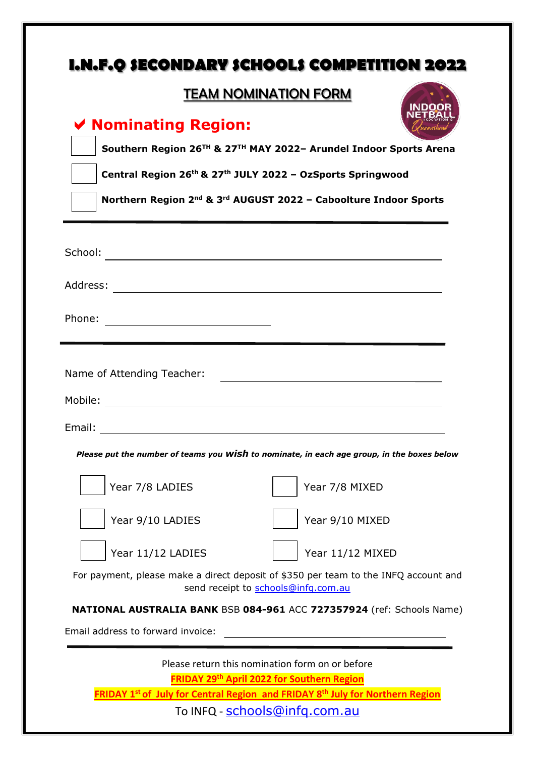# I.N.F.Q SECONDARY SCHOOLS COMPETITION 2022

## TEAM NOMINATION FORM

## ✔ Nominating Region:

☐ **Southern Region 26TH & 27TH MAY 2022– Arundel Indoor Sports Arena**

☐ **Central Region 26th & 27th JULY 2022 – OzSports Springwood**

☐ **Northern Region 2nd & 3rd AUGUST 2022 – Caboolture Indoor Sports**

---

School: ______________________________

Address: ______________________________

Phone: ____________________

---

Name of Attending Teacher: ______________________________

Mobile: ______________________________

Email: ______________________________

***Please put the number of teams you wish to nominate, in each age group, in the boxes below***

| | |
|---|---|
| ☐ Year 7/8 LADIES | ☐ Year 7/8 MIXED |
| ☐ Year 9/10 LADIES | ☐ Year 9/10 MIXED |
| ☐ Year 11/12 LADIES | ☐ Year 11/12 MIXED |

For payment, please make a direct deposit of $350 per team to the INFQ account and send receipt to schools@infq.com.au

**NATIONAL AUSTRALIA BANK** BSB **084-961** ACC **727357924** (ref: Schools Name)

Email address to forward invoice: ______________________________

---

Please return this nomination form on or before

**FRIDAY 29th April 2022 for Southern Region**

**FRIDAY 1st of July for Central Region and FRIDAY 8th July for Northern Region**

To INFQ - schools@infq.com.au